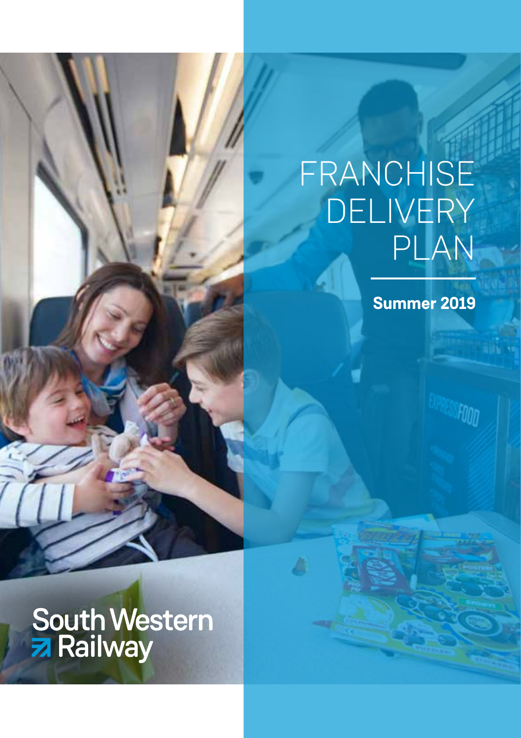# FRANCHISE DELIVERY PLAN

**Summer 2019**

South Western Railway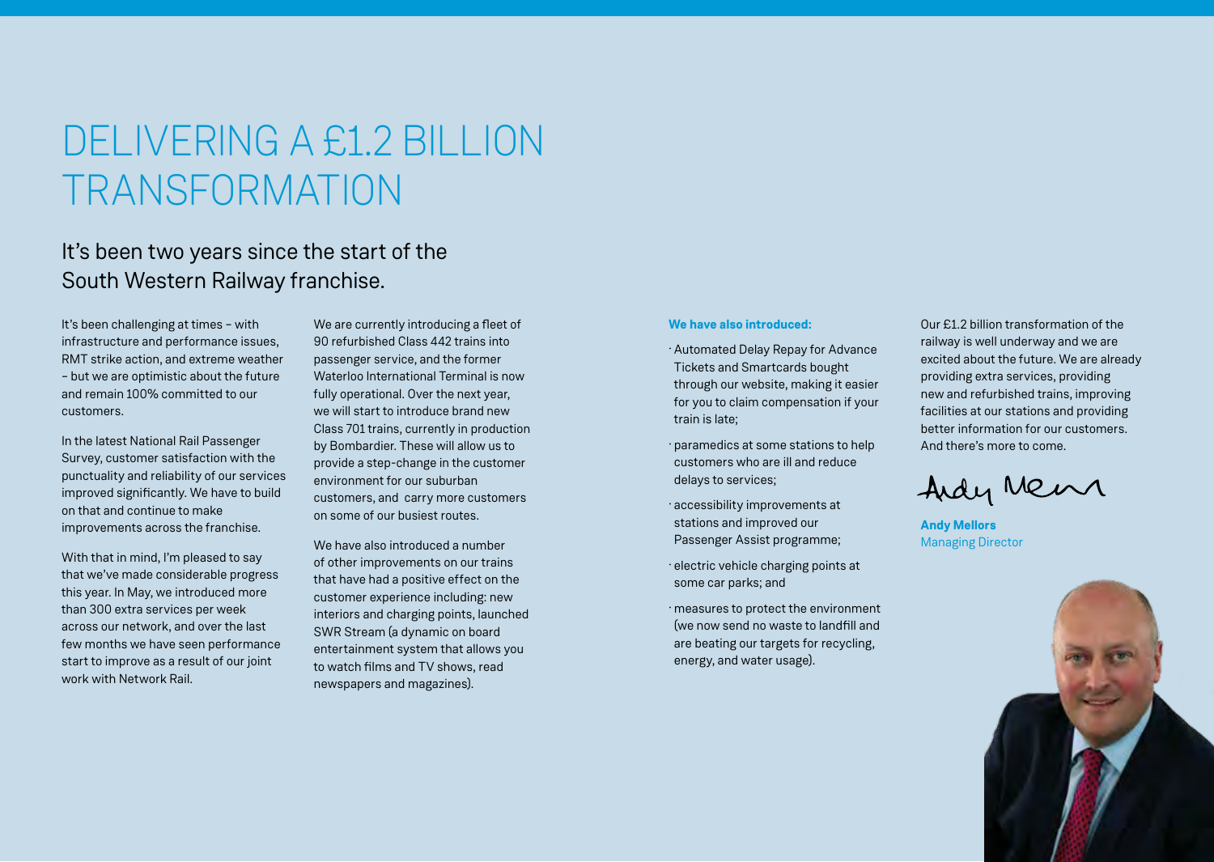# DELIVERING A £1.2 BILLION TRANSFORMATION

## It's been two years since the start of the South Western Railway franchise.

It's been challenging at times – with infrastructure and performance issues, RMT strike action, and extreme weather – but we are optimistic about the future and remain 100% committed to our customers.

In the latest National Rail Passenger Survey, customer satisfaction with the punctuality and reliability of our services improved significantly. We have to build on that and continue to make improvements across the franchise.

With that in mind, I'm pleased to say that we've made considerable progress this year. In May, we introduced more than 300 extra services per week across our network, and over the last few months we have seen performance start to improve as a result of our joint work with Network Rail.

We are currently introducing a fleet of 90 refurbished Class 442 trains into passenger service, and the former Waterloo International Terminal is now fully operational. Over the next year, we will start to introduce brand new Class 701 trains, currently in production by Bombardier. These will allow us to provide a step-change in the customer environment for our suburban customers, and carry more customers on some of our busiest routes.

We have also introduced a number of other improvements on our trains that have had a positive effect on the customer experience including: new interiors and charging points, launched SWR Stream (a dynamic on board entertainment system that allows you to watch films and TV shows, read newspapers and magazines).

**We have also introduced:**

- Automated Delay Repay for Advance Tickets and Smartcards bought through our website, making it easier for you to claim compensation if your train is late;
- paramedics at some stations to help customers who are ill and reduce delays to services;
- accessibility improvements at stations and improved our Passenger Assist programme;
- electric vehicle charging points at some car parks; and
- measures to protect the environment (we now send no waste to landfill and are beating our targets for recycling, energy, and water usage).

Our £1.2 billion transformation of the railway is well underway and we are excited about the future. We are already providing extra services, providing new and refurbished trains, improving facilities at our stations and providing better information for our customers. And there's more to come.

**Andy Mellors**
Managing Director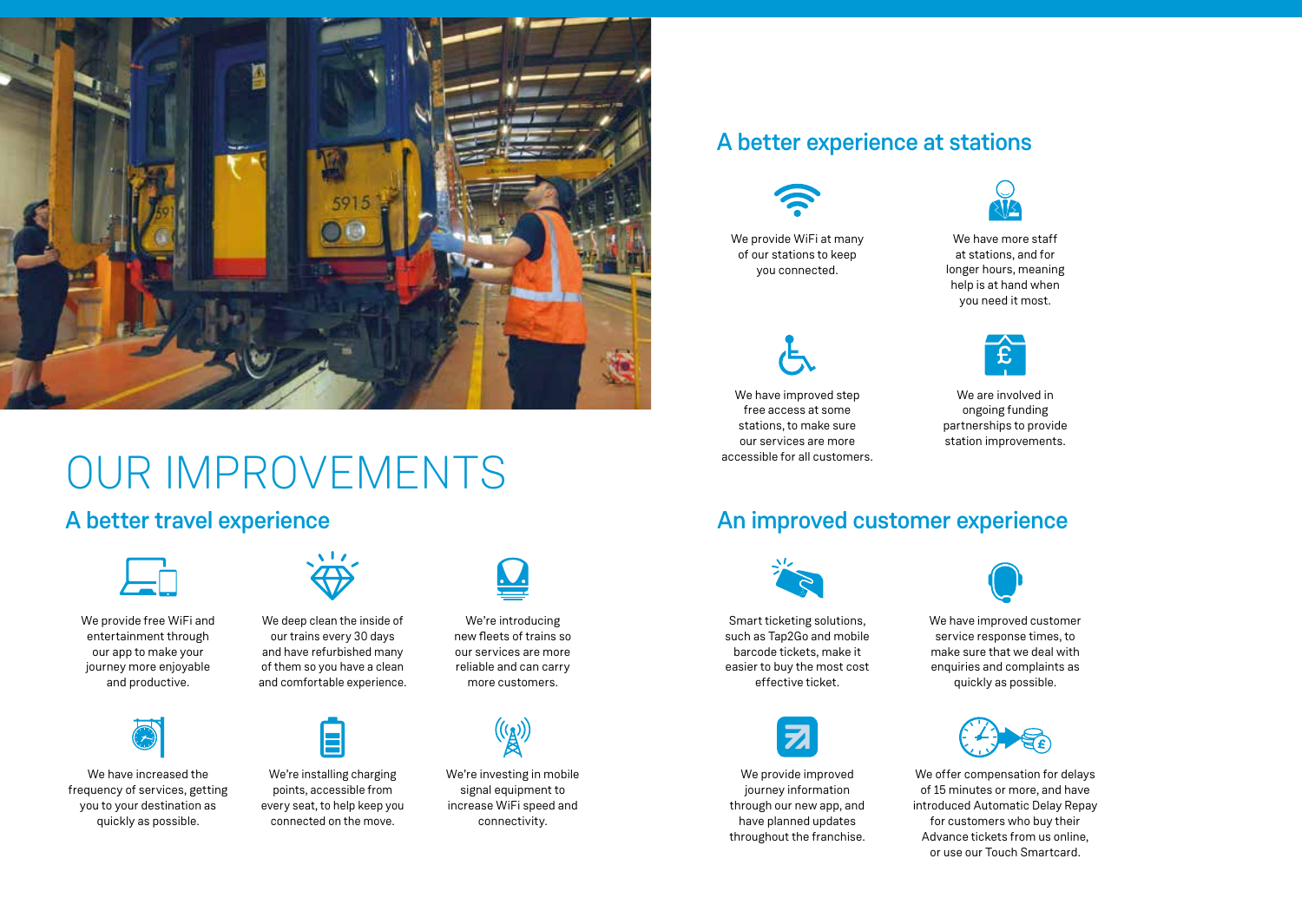# OUR IMPROVEMENTS

## A better travel experience

We provide free WiFi and entertainment through our app to make your journey more enjoyable and productive.

We deep clean the inside of our trains every 30 days and have refurbished many of them so you have a clean and comfortable experience.

We're introducing new fleets of trains so our services are more reliable and can carry more customers.

We have increased the frequency of services, getting you to your destination as quickly as possible.

We're installing charging points, accessible from every seat, to help keep you connected on the move.

We're investing in mobile signal equipment to increase WiFi speed and connectivity.

## A better experience at stations

We provide WiFi at many of our stations to keep you connected.

We have more staff at stations, and for longer hours, meaning help is at hand when you need it most.

We have improved step free access at some stations, to make sure our services are more accessible for all customers.

We are involved in ongoing funding partnerships to provide station improvements.

## An improved customer experience

Smart ticketing solutions, such as Tap2Go and mobile barcode tickets, make it easier to buy the most cost effective ticket.

We have improved customer service response times, to make sure that we deal with enquiries and complaints as quickly as possible.

We provide improved journey information through our new app, and have planned updates throughout the franchise.

We offer compensation for delays of 15 minutes or more, and have introduced Automatic Delay Repay for customers who buy their Advance tickets from us online, or use our Touch Smartcard.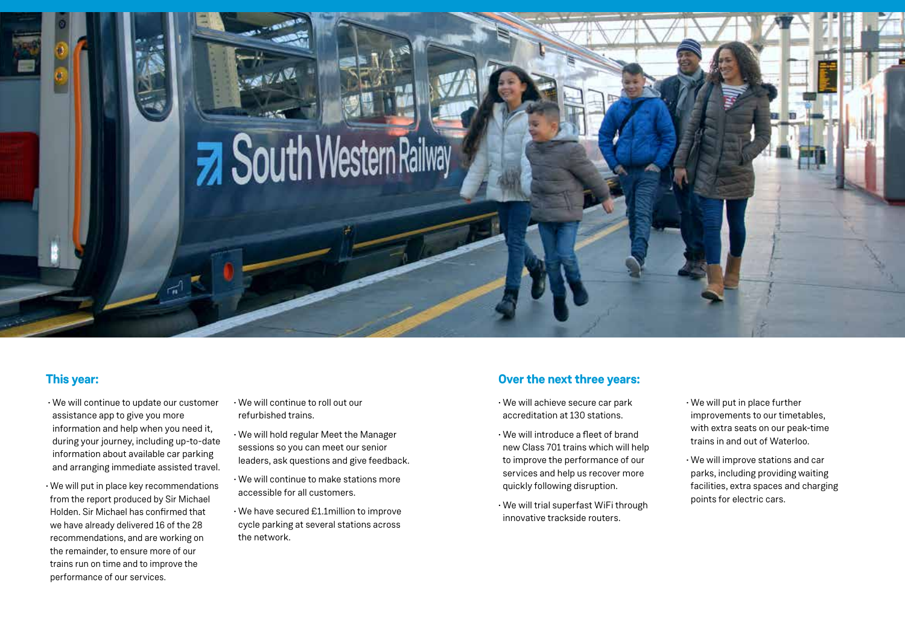## This year:

- We will continue to update our customer assistance app to give you more information and help when you need it, during your journey, including up-to-date information about available car parking and arranging immediate assisted travel.
- We will put in place key recommendations from the report produced by Sir Michael Holden. Sir Michael has confirmed that we have already delivered 16 of the 28 recommendations, and are working on the remainder, to ensure more of our trains run on time and to improve the performance of our services.
- We will continue to roll out our refurbished trains.
- We will hold regular Meet the Manager sessions so you can meet our senior leaders, ask questions and give feedback.
- We will continue to make stations more accessible for all customers.
- We have secured £1.1million to improve cycle parking at several stations across the network.

## Over the next three years:

- We will achieve secure car park accreditation at 130 stations.
- We will introduce a fleet of brand new Class 701 trains which will help to improve the performance of our services and help us recover more quickly following disruption.
- We will trial superfast WiFi through innovative trackside routers.
- We will put in place further improvements to our timetables, with extra seats on our peak-time trains in and out of Waterloo.
- We will improve stations and car parks, including providing waiting facilities, extra spaces and charging points for electric cars.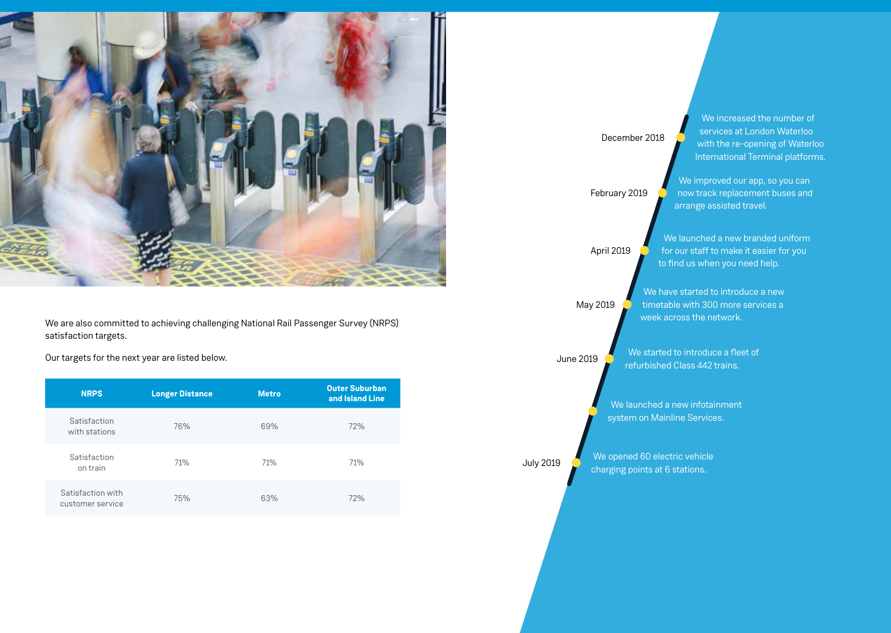We are also committed to achieving challenging National Rail Passenger Survey (NRPS) satisfaction targets.

Our targets for the next year are listed below.

| NRPS | Longer Distance | Metro | Outer Suburban and Island Line |
| --- | --- | --- | --- |
| Satisfaction with stations | 76% | 69% | 72% |
| Satisfaction on train | 71% | 71% | 71% |
| Satisfaction with customer service | 75% | 63% | 72% |

December 2018 — We increased the number of services at London Waterloo with the re-opening of Waterloo International Terminal platforms.

February 2019 — We improved our app, so you can now track replacement buses and arrange assisted travel.

April 2019 — We launched a new branded uniform for our staff to make it easier for you to find us when you need help.

May 2019 — We have started to introduce a new timetable with 300 more services a week across the network.

June 2019 — We started to introduce a fleet of refurbished Class 442 trains.

We launched a new infotainment system on Mainline Services.

July 2019 — We opened 60 electric vehicle charging points at 6 stations.